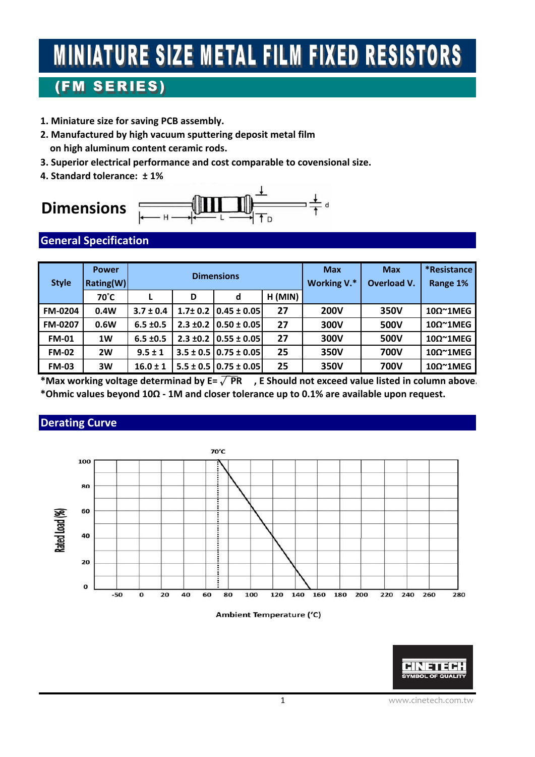# MINIATURE SIZE METAL FILM FIXED RESISTORS

## (FM SERIES)

1. **Miniature size for saving PCB assembly.**
2. **Manufactured by high vacuum sputtering deposit metal film on high aluminum content ceramic rods.**
3. **Superior electrical performance and cost comparable to covensional size.**
4. **Standard tolerance: ± 1%**

## Dimensions

H — L — D — d

## General Specification

| Style | Power Rating(W) | Dimensions | | | | Max Working V.* | Max Overload V. | *Resistance Range 1% |
|---|---|---|---|---|---|---|---|---|
| | 70˚C | L | D | d | H (MIN) | | | |
| FM-0204 | 0.4W | 3.7 ± 0.4 | 1.7± 0.2 | 0.45 ± 0.05 | 27 | 200V | 350V | 10Ω~1MEG |
| FM-0207 | 0.6W | 6.5 ±0.5 | 2.3 ±0.2 | 0.50 ± 0.05 | 27 | 300V | 500V | 10Ω~1MEG |
| FM-01 | 1W | 6.5 ±0.5 | 2.3 ±0.2 | 0.55 ± 0.05 | 27 | 300V | 500V | 10Ω~1MEG |
| FM-02 | 2W | 9.5 ± 1 | 3.5 ± 0.5 | 0.75 ± 0.05 | 25 | 350V | 700V | 10Ω~1MEG |
| FM-03 | 3W | 16.0 ± 1 | 5.5 ± 0.5 | 0.75 ± 0.05 | 25 | 350V | 700V | 10Ω~1MEG |

**\*Max working voltage determinad by E= $\sqrt{PR}$ , E Should not exceed value listed in column above.**
**\*Ohmic values beyond 10Ω - 1M and closer tolerance up to 0.1% are available upon request.**

## Derating Curve

Rated Load (%) vs. Ambient Temperature (’C) — 100% up to 70’C, decreasing linearly to 0% at 155’C.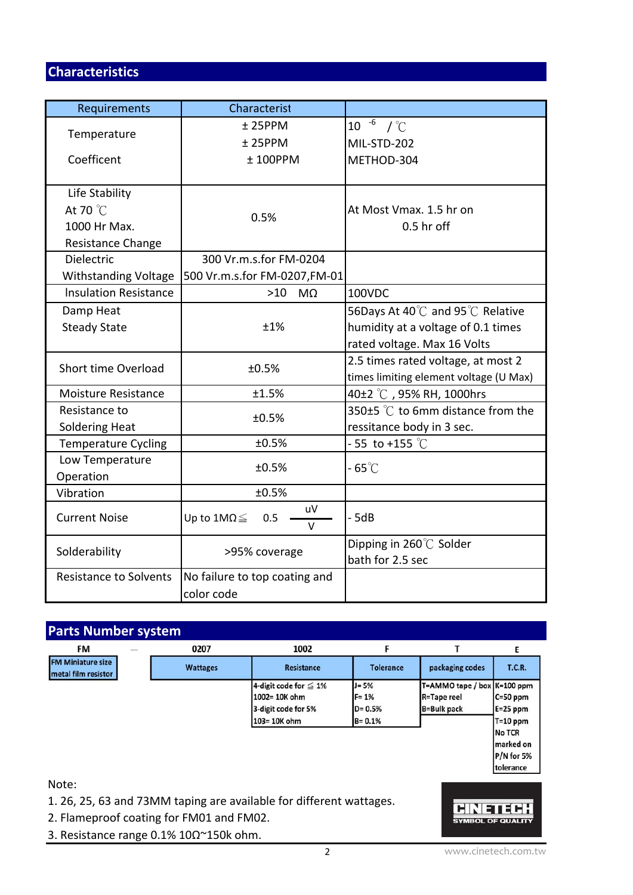## Characteristics

| Requirements | Charactерist | |
|---|---|---|
| Temperature Coefficent | ± 25PPM<br>± 25PPM<br>± 100PPM | $10^{-6}$ / ℃<br>MIL-STD-202<br>METHOD-304 |
| Life Stability At 70 ℃ 1000 Hr Max. Resistance Change | 0.5% | At Most Vmax. 1.5 hr on 0.5 hr off |
| Dielectric Withstanding Voltage | 300 Vr.m.s.for FM-0204<br>500 Vr.m.s.for FM-0207,FM-01 | |
| Insulation Resistance | >10 MΩ | 100VDC |
| Damp Heat Steady State | ±1% | 56Days At 40℃ and 95℃ Relative humidity at a voltage of 0.1 times rated voltage. Max 16 Volts |
| Short time Overload | ±0.5% | 2.5 times rated voltage, at most 2 times limiting element voltage (U Max) |
| Moisture Resistance | ±1.5% | 40±2 ℃ , 95% RH, 1000hrs |
| Resistance to Soldering Heat | ±0.5% | 350±5 ℃ to 6mm distance from the ressitance body in 3 sec. |
| Temperature Cycling | ±0.5% | - 55 to +155 ℃ |
| Low Temperature Operation | ±0.5% | - 65℃ |
| Vibration | ±0.5% | |
| Current Noise | Up to 1MΩ≦ 0.5 $\frac{uV}{V}$ | - 5dB |
| Solderability | >95% coverage | Dipping in 260℃ Solder bath for 2.5 sec |
| Resistance to Solvents | No failure to top coating and color code | |

## Parts Number system

| FM | — | 0207 | 1002 | F | T | E |
|---|---|---|---|---|---|---|
| FM Miniature size metal film resistor | | Wattages | Resistance | Tolerance | packaging codes | T.C.R. |
| | | | 4-digit code for ≦ 1%<br>1002= 10K ohm<br>3-digit code for 5%<br>103= 10K ohm | J= 5%<br>F= 1%<br>D= 0.5%<br>B= 0.1% | T=AMMO tape / box<br>R=Tape reel<br>B=Bulk pack | K=100 ppm<br>C=50 ppm<br>E=25 ppm<br>T=10 ppm<br>No TCR marked on P/N for 5% tolerance |

Note:

1. 26, 25, 63 and 73MM taping are available for different wattages.
2. Flameproof coating for FM01 and FM02.
3. Resistance range 0.1% 10Ω~150k ohm.

CINETECH SYMBOL OF QUALITY

www.cinetech.com.tw